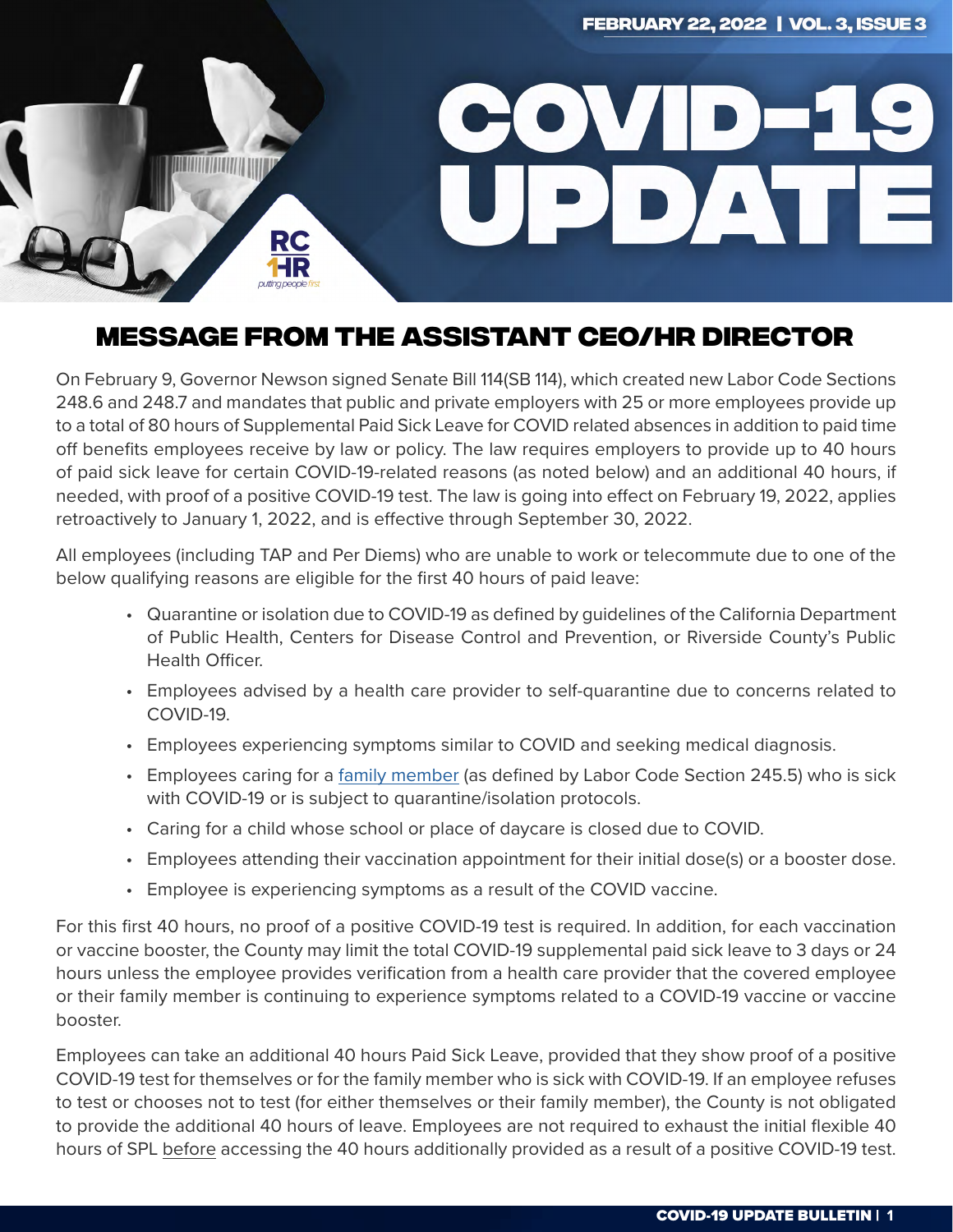FEBRUARY 22, 2022 | VOL. 3, ISSUE 3

# COVID-19 UPDATE

RC HR *putting people first*

## MESSAGE FROM THE ASSISTANT CEO/HR DIRECTOR

On February 9, Governor Newson signed Senate Bill 114(SB 114), which created new Labor Code Sections 248.6 and 248.7 and mandates that public and private employers with 25 or more employees provide up to a total of 80 hours of Supplemental Paid Sick Leave for COVID related absences in addition to paid time off benefits employees receive by law or policy. The law requires employers to provide up to 40 hours of paid sick leave for certain COVID-19-related reasons (as noted below) and an additional 40 hours, if needed, with proof of a positive COVID-19 test. The law is going into effect on February 19, 2022, applies retroactively to January 1, 2022, and is effective through September 30, 2022.

All employees (including TAP and Per Diems) who are unable to work or telecommute due to one of the below qualifying reasons are eligible for the first 40 hours of paid leave:

- Quarantine or isolation due to COVID-19 as defined by guidelines of the California Department of Public Health, Centers for Disease Control and Prevention, or Riverside County's Public Health Officer.
- Employees advised by a health care provider to self-quarantine due to concerns related to COVID-19.
- Employees experiencing symptoms similar to COVID and seeking medical diagnosis.
- Employees caring for a family member (as defined by Labor Code Section 245.5) who is sick with COVID-19 or is subject to quarantine/isolation protocols.
- Caring for a child whose school or place of daycare is closed due to COVID.
- Employees attending their vaccination appointment for their initial dose(s) or a booster dose.
- Employee is experiencing symptoms as a result of the COVID vaccine.

For this first 40 hours, no proof of a positive COVID-19 test is required. In addition, for each vaccination or vaccine booster, the County may limit the total COVID-19 supplemental paid sick leave to 3 days or 24 hours unless the employee provides verification from a health care provider that the covered employee or their family member is continuing to experience symptoms related to a COVID-19 vaccine or vaccine booster.

Employees can take an additional 40 hours Paid Sick Leave, provided that they show proof of a positive COVID-19 test for themselves or for the family member who is sick with COVID-19. If an employee refuses to test or chooses not to test (for either themselves or their family member), the County is not obligated to provide the additional 40 hours of leave. Employees are not required to exhaust the initial flexible 40 hours of SPL before accessing the 40 hours additionally provided as a result of a positive COVID-19 test.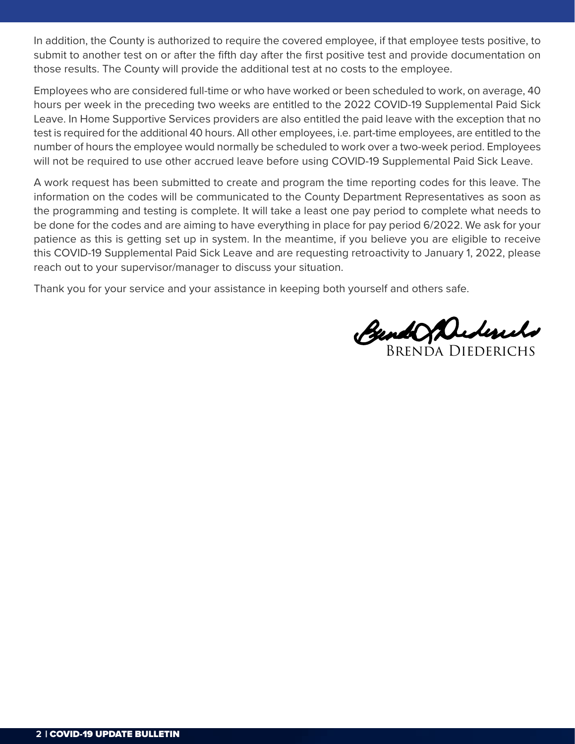In addition, the County is authorized to require the covered employee, if that employee tests positive, to submit to another test on or after the fifth day after the first positive test and provide documentation on those results. The County will provide the additional test at no costs to the employee.

Employees who are considered full-time or who have worked or been scheduled to work, on average, 40 hours per week in the preceding two weeks are entitled to the 2022 COVID-19 Supplemental Paid Sick Leave. In Home Supportive Services providers are also entitled the paid leave with the exception that no test is required for the additional 40 hours. All other employees, i.e. part-time employees, are entitled to the number of hours the employee would normally be scheduled to work over a two-week period. Employees will not be required to use other accrued leave before using COVID-19 Supplemental Paid Sick Leave.

A work request has been submitted to create and program the time reporting codes for this leave. The information on the codes will be communicated to the County Department Representatives as soon as the programming and testing is complete. It will take a least one pay period to complete what needs to be done for the codes and are aiming to have everything in place for pay period 6/2022. We ask for your patience as this is getting set up in system. In the meantime, if you believe you are eligible to receive this COVID-19 Supplemental Paid Sick Leave and are requesting retroactivity to January 1, 2022, please reach out to your supervisor/manager to discuss your situation.

Thank you for your service and your assistance in keeping both yourself and others safe.

Brenda Diederichs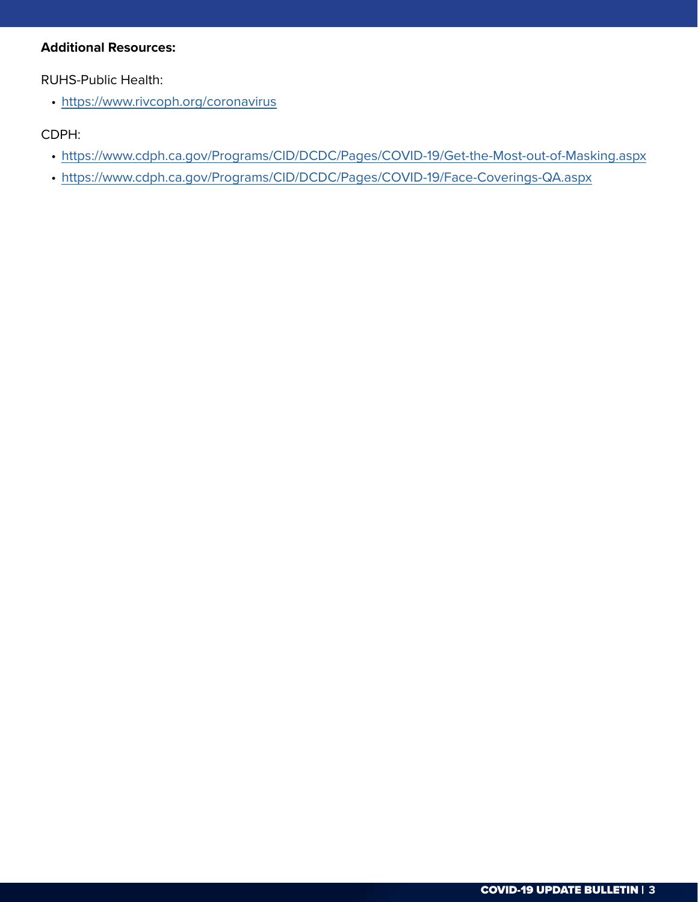**Additional Resources:**

RUHS-Public Health:

- https://www.rivcoph.org/coronavirus

CDPH:

- https://www.cdph.ca.gov/Programs/CID/DCDC/Pages/COVID-19/Get-the-Most-out-of-Masking.aspx
- https://www.cdph.ca.gov/Programs/CID/DCDC/Pages/COVID-19/Face-Coverings-QA.aspx